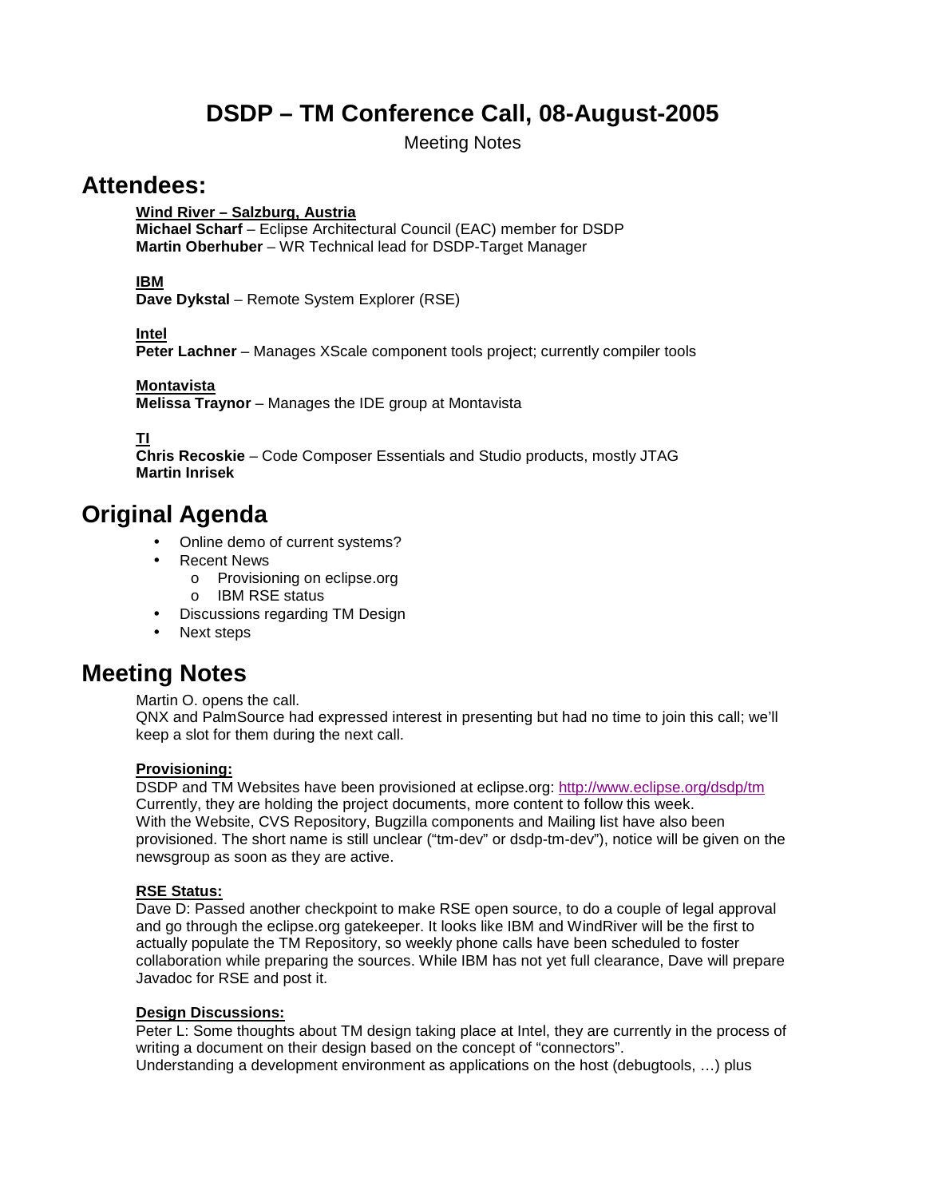# DSDP – TM Conference Call, 08-August-2005

Meeting Notes

## Attendees:

**Wind River – Salzburg, Austria**
**Michael Scharf** – Eclipse Architectural Council (EAC) member for DSDP
**Martin Oberhuber** – WR Technical lead for DSDP-Target Manager

**IBM**
**Dave Dykstal** – Remote System Explorer (RSE)

**Intel**
**Peter Lachner** – Manages XScale component tools project; currently compiler tools

**Montavista**
**Melissa Traynor** – Manages the IDE group at Montavista

**TI**
**Chris Recoskie** – Code Composer Essentials and Studio products, mostly JTAG
**Martin Inrisek**

## Original Agenda

- Online demo of current systems?
- Recent News
  - Provisioning on eclipse.org
  - IBM RSE status
- Discussions regarding TM Design
- Next steps

## Meeting Notes

Martin O. opens the call.
QNX and PalmSource had expressed interest in presenting but had no time to join this call; we'll keep a slot for them during the next call.

**Provisioning:**
DSDP and TM Websites have been provisioned at eclipse.org: [http://www.eclipse.org/dsdp/tm](http://www.eclipse.org/dsdp/tm)
Currently, they are holding the project documents, more content to follow this week.
With the Website, CVS Repository, Bugzilla components and Mailing list have also been provisioned. The short name is still unclear ("tm-dev" or dsdp-tm-dev"), notice will be given on the newsgroup as soon as they are active.

**RSE Status:**
Dave D: Passed another checkpoint to make RSE open source, to do a couple of legal approval and go through the eclipse.org gatekeeper. It looks like IBM and WindRiver will be the first to actually populate the TM Repository, so weekly phone calls have been scheduled to foster collaboration while preparing the sources. While IBM has not yet full clearance, Dave will prepare Javadoc for RSE and post it.

**Design Discussions:**
Peter L: Some thoughts about TM design taking place at Intel, they are currently in the process of writing a document on their design based on the concept of "connectors".
Understanding a development environment as applications on the host (debugtools, …) plus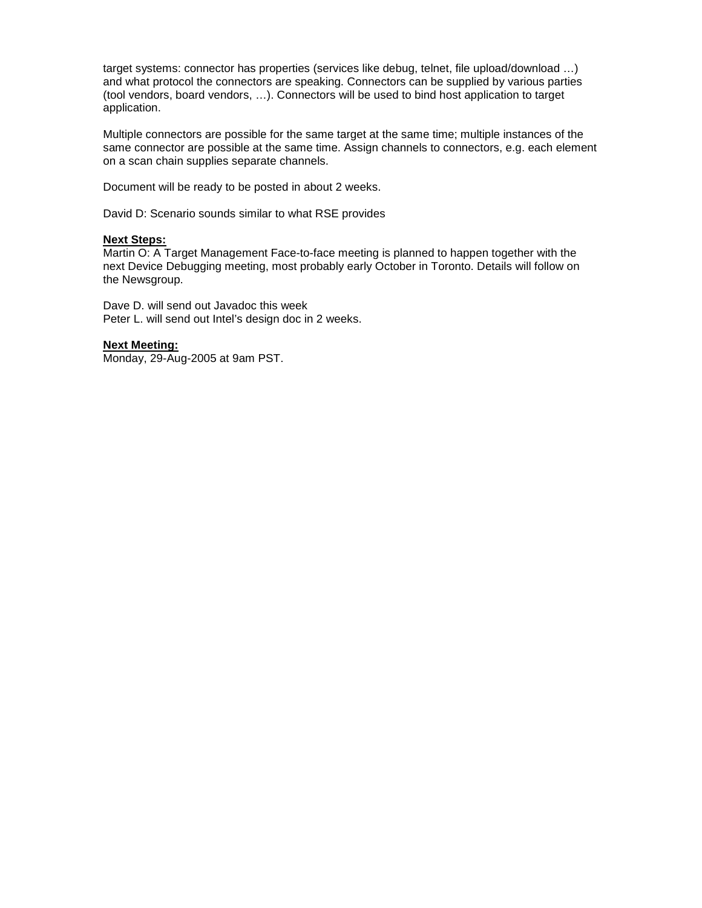target systems: connector has properties (services like debug, telnet, file upload/download …) and what protocol the connectors are speaking. Connectors can be supplied by various parties (tool vendors, board vendors, …). Connectors will be used to bind host application to target application.

Multiple connectors are possible for the same target at the same time; multiple instances of the same connector are possible at the same time. Assign channels to connectors, e.g. each element on a scan chain supplies separate channels.

Document will be ready to be posted in about 2 weeks.

David D: Scenario sounds similar to what RSE provides

**Next Steps:**

Martin O: A Target Management Face-to-face meeting is planned to happen together with the next Device Debugging meeting, most probably early October in Toronto. Details will follow on the Newsgroup.

Dave D. will send out Javadoc this week
Peter L. will send out Intel's design doc in 2 weeks.

**Next Meeting:**

Monday, 29-Aug-2005 at 9am PST.